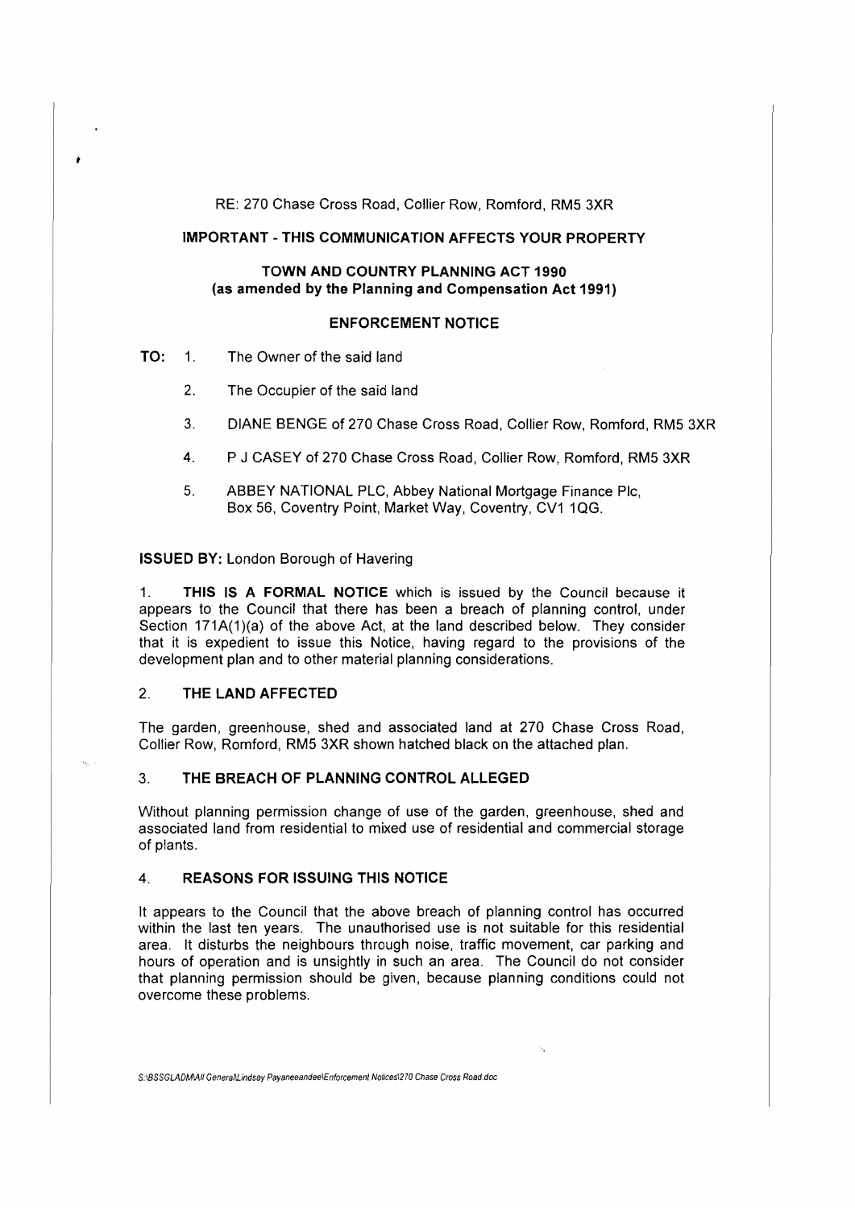RE: 270 Chase Cross Road, Collier Row, Romford, RM5 3XR

**IMPORTANT - THIS COMMUNICATION AFFECTS YOUR PROPERTY**

**TOWN AND COUNTRY PLANNING ACT 1990**
**(as amended by the Planning and Compensation Act 1991)**

**ENFORCEMENT NOTICE**

**TO:**

1. The Owner of the said land
2. The Occupier of the said land
3. DIANE BENGE of 270 Chase Cross Road, Collier Row, Romford, RM5 3XR
4. P J CASEY of 270 Chase Cross Road, Collier Row, Romford, RM5 3XR
5. ABBEY NATIONAL PLC, Abbey National Mortgage Finance Plc, Box 56, Coventry Point, Market Way, Coventry, CV1 1QG.

**ISSUED BY:** London Borough of Havering

1. **THIS IS A FORMAL NOTICE** which is issued by the Council because it appears to the Council that there has been a breach of planning control, under Section 171A(1)(a) of the above Act, at the land described below. They consider that it is expedient to issue this Notice, having regard to the provisions of the development plan and to other material planning considerations.

## 2. THE LAND AFFECTED

The garden, greenhouse, shed and associated land at 270 Chase Cross Road, Collier Row, Romford, RM5 3XR shown hatched black on the attached plan.

## 3. THE BREACH OF PLANNING CONTROL ALLEGED

Without planning permission change of use of the garden, greenhouse, shed and associated land from residential to mixed use of residential and commercial storage of plants.

## 4. REASONS FOR ISSUING THIS NOTICE

It appears to the Council that the above breach of planning control has occurred within the last ten years. The unauthorised use is not suitable for this residential area. It disturbs the neighbours through noise, traffic movement, car parking and hours of operation and is unsightly in such an area. The Council do not consider that planning permission should be given, because planning conditions could not overcome these problems.

*S:\BSSGLADM\All General\Lindsay Payaneeandee\Enforcement Notices\270 Chase Cross Road.doc*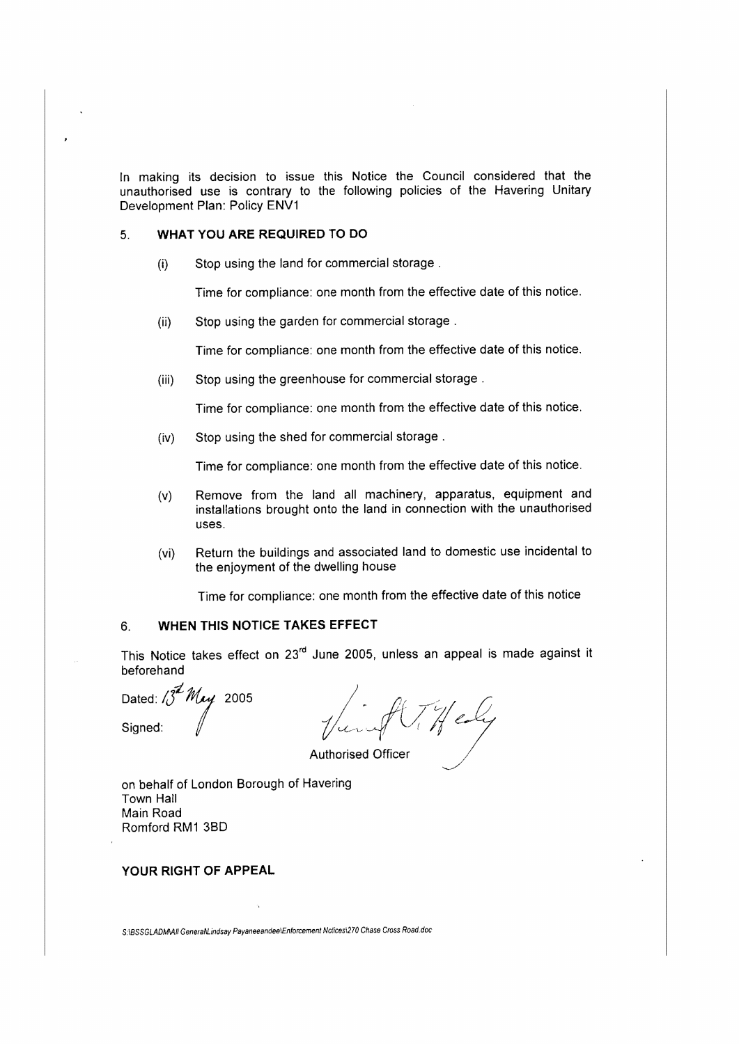In making its decision to issue this Notice the Council considered that the unauthorised use is contrary to the following policies of the Havering Unitary Development Plan: Policy ENV1

## 5. WHAT YOU ARE REQUIRED TO DO

(i) Stop using the land for commercial storage .

Time for compliance: one month from the effective date of this notice.

(ii) Stop using the garden for commercial storage .

Time for compliance: one month from the effective date of this notice.

(iii) Stop using the greenhouse for commercial storage .

Time for compliance: one month from the effective date of this notice.

(iv) Stop using the shed for commercial storage .

Time for compliance: one month from the effective date of this notice.

(v) Remove from the land all machinery, apparatus, equipment and installations brought onto the land in connection with the unauthorised uses.

(vi) Return the buildings and associated land to domestic use incidental to the enjoyment of the dwelling house

Time for compliance: one month from the effective date of this notice

## 6. WHEN THIS NOTICE TAKES EFFECT

This Notice takes effect on 23rd June 2005, unless an appeal is made against it beforehand

Dated: 13th May 2005

Signed:

Authorised Officer

on behalf of London Borough of Havering
Town Hall
Main Road
Romford RM1 3BD

## YOUR RIGHT OF APPEAL

S:\BSSGLADM\All General\Lindsay Payaneeandee\Enforcement Notices\270 Chase Cross Road.doc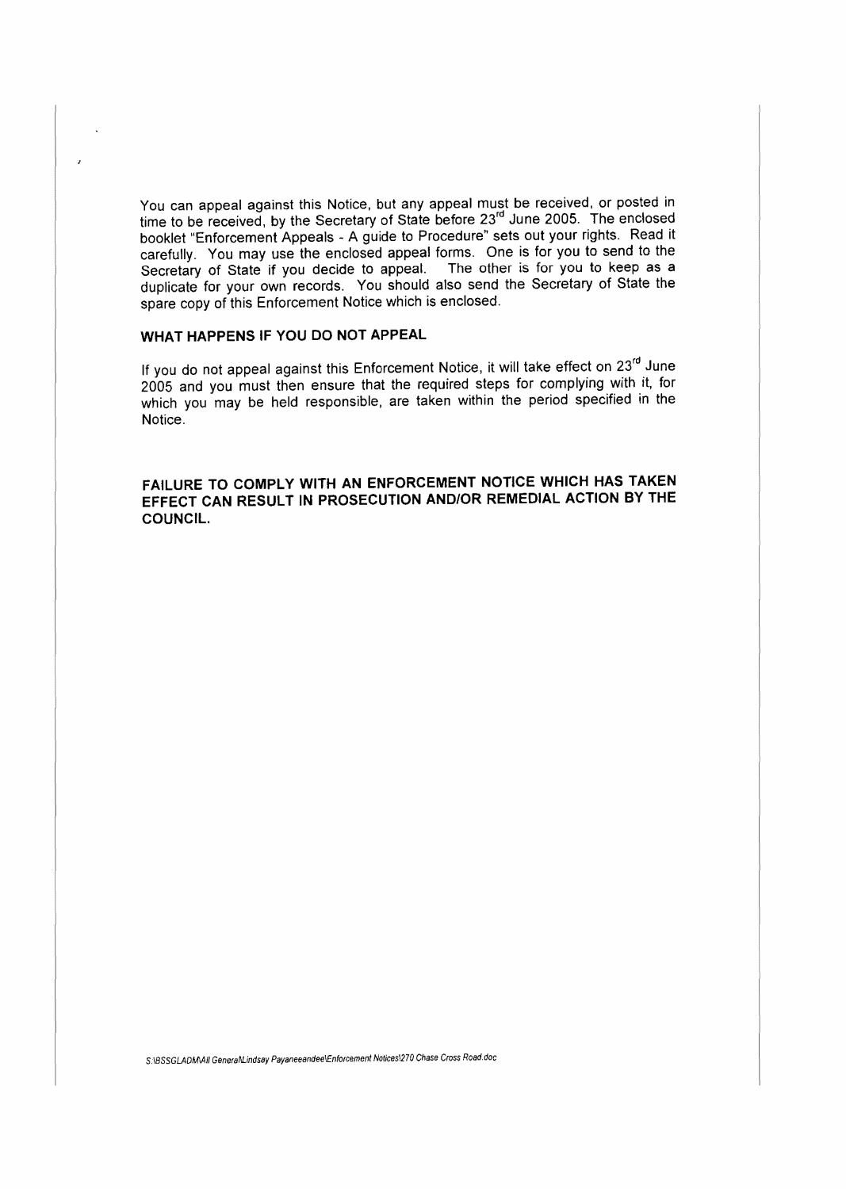You can appeal against this Notice, but any appeal must be received, or posted in time to be received, by the Secretary of State before 23rd June 2005. The enclosed booklet "Enforcement Appeals - A guide to Procedure" sets out your rights. Read it carefully. You may use the enclosed appeal forms. One is for you to send to the Secretary of State if you decide to appeal. The other is for you to keep as a duplicate for your own records. You should also send the Secretary of State the spare copy of this Enforcement Notice which is enclosed.

**WHAT HAPPENS IF YOU DO NOT APPEAL**

If you do not appeal against this Enforcement Notice, it will take effect on 23rd June 2005 and you must then ensure that the required steps for complying with it, for which you may be held responsible, are taken within the period specified in the Notice.

**FAILURE TO COMPLY WITH AN ENFORCEMENT NOTICE WHICH HAS TAKEN EFFECT CAN RESULT IN PROSECUTION AND/OR REMEDIAL ACTION BY THE COUNCIL.**

*S:\BSSGLADM\All General\Lindsay Payaneeandee\Enforcement Notices\270 Chase Cross Road.doc*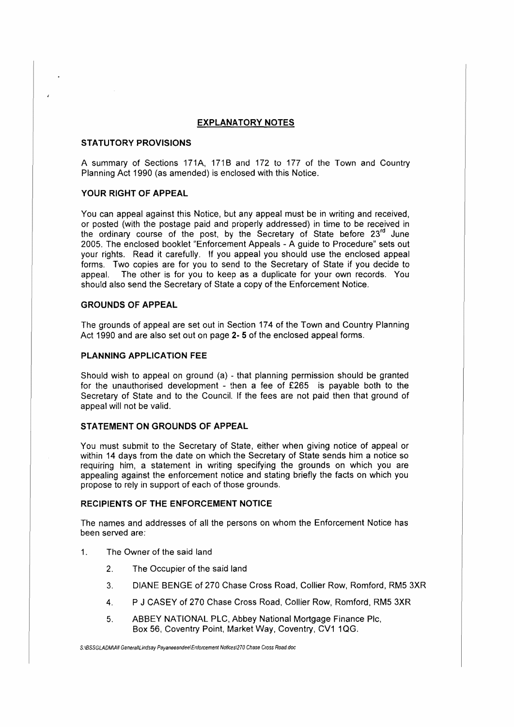## EXPLANATORY NOTES

### STATUTORY PROVISIONS

A summary of Sections 171A, 171B and 172 to 177 of the Town and Country Planning Act 1990 (as amended) is enclosed with this Notice.

### YOUR RIGHT OF APPEAL

You can appeal against this Notice, but any appeal must be in writing and received, or posted (with the postage paid and properly addressed) in time to be received in the ordinary course of the post, by the Secretary of State before 23rd June 2005. The enclosed booklet "Enforcement Appeals - A guide to Procedure" sets out your rights. Read it carefully. If you appeal you should use the enclosed appeal forms. Two copies are for you to send to the Secretary of State if you decide to appeal. The other is for you to keep as a duplicate for your own records. You should also send the Secretary of State a copy of the Enforcement Notice.

### GROUNDS OF APPEAL

The grounds of appeal are set out in Section 174 of the Town and Country Planning Act 1990 and are also set out on page **2- 5** of the enclosed appeal forms.

### PLANNING APPLICATION FEE

Should wish to appeal on ground (a) - that planning permission should be granted for the unauthorised development - then a fee of £265 is payable both to the Secretary of State and to the Council. If the fees are not paid then that ground of appeal will not be valid.

### STATEMENT ON GROUNDS OF APPEAL

You must submit to the Secretary of State, either when giving notice of appeal or within 14 days from the date on which the Secretary of State sends him a notice so requiring him, a statement in writing specifying the grounds on which you are appealing against the enforcement notice and stating briefly the facts on which you propose to rely in support of each of those grounds.

### RECIPIENTS OF THE ENFORCEMENT NOTICE

The names and addresses of all the persons on whom the Enforcement Notice has been served are:

1. The Owner of the said land
2. The Occupier of the said land
3. DIANE BENGE of 270 Chase Cross Road, Collier Row, Romford, RM5 3XR
4. P J CASEY of 270 Chase Cross Road, Collier Row, Romford, RM5 3XR
5. ABBEY NATIONAL PLC, Abbey National Mortgage Finance Plc, Box 56, Coventry Point, Market Way, Coventry, CV1 1QG.

S:\BSSGLADM\All General\Lindsay Payaneeandee\Enforcement Notices\270 Chase Cross Road.doc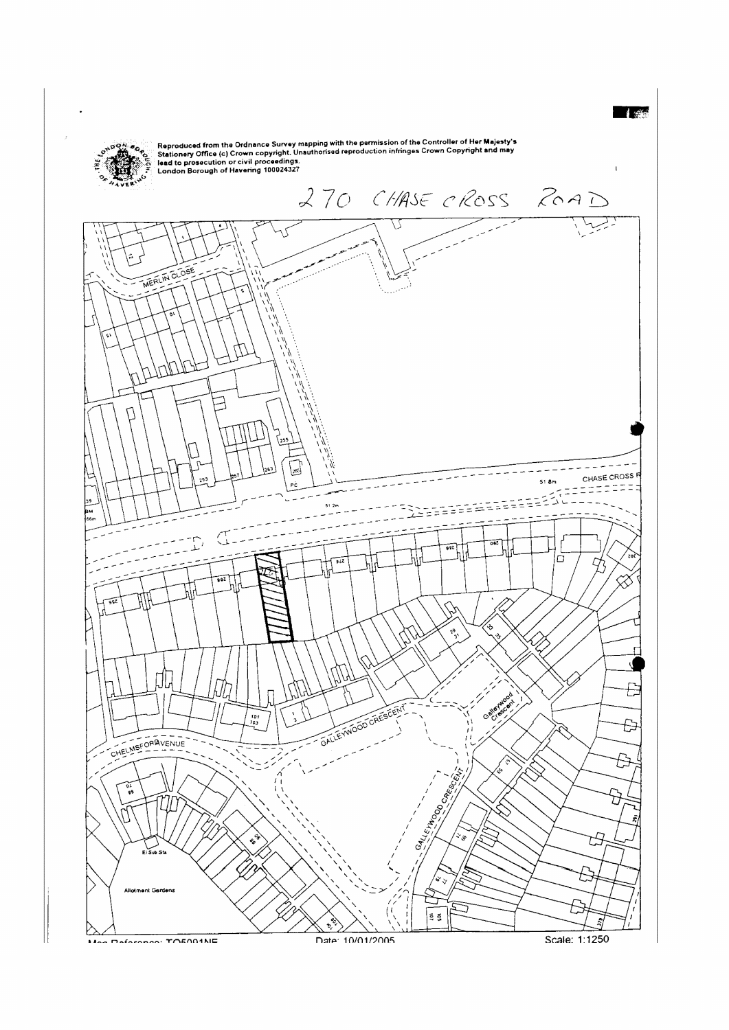Reproduced from the Ordnance Survey mapping with the permission of the Controller of Her Majesty's Stationery Office (c) Crown copyright. Unauthorised reproduction infringes Crown Copyright and may lead to prosecution or civil proceedings.
London Borough of Havering 100024327

# 270 CHASE CROSS ROAD

MERLIN CLOSE

CHASE CROSS R

CHELMSFORD AVENUE

GALLEYWOOD CRESCENT

Galleywood Crescent

El Sub Sta

Allotment Gardens

Map Reference: TQ5091NE

Date: 10/01/2005

Scale: 1:1250